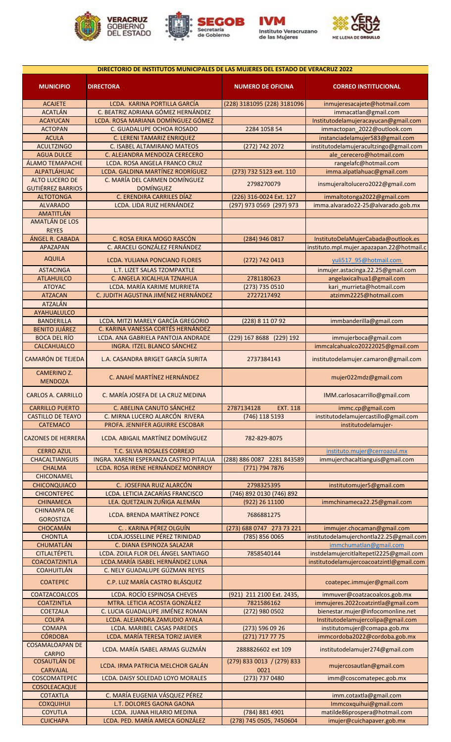# DIRECTORIO DE INSTITUTOS MUNICIPALES DE LAS MUJERES DEL ESTADO DE VERACRUZ 2022

| MUNICIPIO | DIRECTORA | NUMERO DE OFICINA | CORREO INSTITUCIONAL |
|---|---|---|---|
| ACAJETE | LCDA. KARINA PORTILLA GARCÍA | (228) 3181095 (228) 3181096 | inmujeresacajete@hotmail.com |
| ACATLÁN | C. BEATRIZ ADRIANA GÓMEZ HERNÁNDEZ | | immacatlan@gmail.com |
| ACAYUCAN | LCDA. ROSA MARIANA DOMÍNGUEZ GÓMEZ | | Institutodelamujeracayucan@gmail.com |
| ACTOPAN | C. GUADALUPE OCHOA ROSADO | 2284 1058 54 | immactopan_2022@outlook.com |
| ACULA | C. LERENI TAMARIZ ENRIQUEZ | | instanciadelamujer583@gmail.com |
| ACULTZINGO | C. ISABEL ALTAMIRANO MATEOS | (272) 742 2072 | institutodelamujeracultzingo@gmail.com |
| AGUA DULCE | C. ALEJANDRA MENDOZA CERECERO | | ale_cerecero@hotmail.com |
| ÁLAMO TEMAPACHE | LCDA. ROSA ANGELA FRANCO CRUZ | | rangelafc@hotmail.com |
| ALPATLÁHUAC | LCDA. GALDINA MARTÍNEZ RODRÍGUEZ | (273) 732 5123 ext. 110 | imma.alpatlahuac@gmail.com |
| ALTO LUCERO DE GUTIÉRREZ BARRIOS | C. MARÍA DEL CARMEN DOMÍNGUEZ DOMÍNGUEZ | 2798270079 | insmujeraltolucero2022@gmail.com |
| ALTOTONGA | C. ERENDIRA CARRILES DÍAZ | (226) 316-0024 Ext. 127 | immaltotonga2022@gmail.com |
| ALVARADO | LCDA. LIDA RUIZ HERNÁNDEZ | (297) 973 0569 (297) 973 | imma.alvarado22-25@alvarado.gob.mx |
| AMATITLÁN | | | |
| AMATLÁN DE LOS REYES | | | |
| ÁNGEL R. CABADA | C. ROSA ERIKA MOGO RASCÓN | (284) 946 0817 | InstitutoDelaMujerCabada@outlook.es |
| APAZAPAN | C. ARACELI GONZÁLEZ FERNÁNDEZ | | instituto.mpl.mujer.apazapan.22@hotmail.c |
| AQUILA | LCDA. YULIANA PONCIANO FLORES | (272) 742 0413 | yuli517_95@hotmail.com |
| ASTACINGA | L.T. LIZET SALAS TZOMPAXTLE | | inmujer.astacinga.22.25@gmail.com |
| ATLAHUILCO | C. ANGELA XICALHUA TZNAHUA | 2781180623 | angelaxicalhua1@gmail.com |
| ATOYAC | LCDA. MARÍA KARIME MURRIETA | (273) 735 0510 | kari_murrieta@hotmail.com |
| ATZACAN | C. JUDITH AGUSTINA JIMÉNEZ HERNÁNDEZ | 2727217492 | atzimm2225@hotmail.com |
| ATZALÁN | | | |
| AYAHUALULCO | | | |
| BANDERILLA | LCDA. MITZI MARELY GARCÍA GREGORIO | (228) 8 11 07 92 | immbanderilla@gmail.com |
| BENITO JUÁREZ | C. KARINA VANESSA CORTÉS HERNÁNDEZ | | |
| BOCA DEL RÍO | LCDA. ANA GABRIELA PANTOJA ANDRADE | (229) 167 8688 (229) 192 | immujerboca@gmail.com |
| CALCAHUALCO | INGRA. ITZEL BLANCO SÁNCHEZ | | immcalcahualco20222025@gmail.com |
| CAMARÓN DE TEJEDA | L.A. CASANDRA BRIGET GARCÍA SURITA | 2737384143 | institutodelamujer.camaron@gmail.com |
| CAMERINO Z. MENDOZA | C. ANAHÍ MARTÍNEZ HERNÁNDEZ | | mujer022mdz@gmail.com |
| CARLOS A. CARRILLO | C. MARÍA JOSEFA DE LA CRUZ MEDINA | | IMM.carlosacarrillo@gmail.com |
| CARRILLO PUERTO | C. ABELINA CANUTO SÁNCHEZ | 2787134128 EXT. 118 | immc.cp@gmail.com |
| CASTILLO DE TEAYO | C. MIRNA LUCERO ALARCÓN RIVERA | (746) 118 5193 | institutodelamujercastillo@gmail.com |
| CATEMACO | PROFA. JENNIFER AGUIRRE ESCOBAR | | institutodelamujer- |
| CAZONES DE HERRERA | LCDA. ABIGAIL MARTÍNEZ DOMÍNGUEZ | 782-829-8075 | |
| CERRO AZUL | T.C. SILVIA ROSALES CORREJO | | instituto.mujer@cerroazul.mx |
| CHACALTIANGUIS | INGRA. XARENI ESPERANZA CASTRO PITALUA | (288) 886 0087 2281 843589 | immujerchacaltianguis@gmail.com |
| CHALMA | LCDA. ROSA IRENE HERNÁNDEZ MONRROY | (771) 794 7876 | |
| CHICONAMEL | | | |
| CHICONQUIACO | C. JOSEFINA RUIZ ALARCÓN | 2798325395 | institutomujer5@gmail.com |
| CHICONTEPEC | LCDA. LETICIA ZACARÍAS FRANCISCO | (746) 892 0130 (746) 892 | |
| CHINAMECA | LEA. QUETZALIN ZUÑIGA ALEMÁN | (922) 26 11100 | immchinameca22.25@gmail.com |
| CHINAMPA DE GOROSTIZA | LCDA. BRENDA MARTÍNEZ PONCE | 7686881275 | |
| CHOCAMÁN | C. . KARINA PÉREZ OLGUÍN | (273) 688 0747 273 73 221 | immujer.chocaman@gmail.com |
| CHONTLA | LCDA.JOSSELLINE PÉREZ TRINIDAD | (785) 856 0065 | institutodelamujerchontla22.25@gmail.com |
| CHUMATLÁN | C. DIANA ESPINOZA SALAZAR | | immchumatlan@gmail.com |
| CITLALTÉPETL | LCDA. ZOILA FLOR DEL ÁNGEL SANTIAGO | 7858540144 | instdelamujercitlaltepetl2225@gmail.com |
| COACOATZINTLA | LCDA.MARÍA ISABEL HERNÁNDEZ LUNA | | institutodelamujercoacoatzintl@gmail.com |
| COAHUITLÁN | C. NELY GUADALUPE GÚZMAN REYES | | |
| COATEPEC | C.P. LUZ MARÍA CASTRO BLÁSQUEZ | | coatepec.immujer@gmail.com |
| COATZACOALCOS | LCDA. ROCÍO ESPINOSA CHEVES | (921) 211 2100 Ext. 2435, | immuver@coatzacoalcos.gob.mx |
| COATZINTLA | MTRA. LETICIA ACOSTA GONZÁLEZ | 7821586162 | immujeres.2022coatzintla@gmail.com |
| COETZALA | C. LUCIA GUADALUPE JIMÉNEZ ROMAN | (272) 980 0502 | bienestar.mujer@infocomonline.net |
| COLIPA | LCDA. ALEJANDRA ZAMUDIO AYALA | | Institutodelamujercolipa@gmail.com |
| COMAPA | LCDA. MARIBEL CASAS PAREDES | (273) 596 09 26 | institutomujer@comapa.gob.mx |
| CÓRDOBA | LCDA. MARÍA TERESA TORIZ JAVIER | (271) 717 77 75 | immcordoba2022@cordoba.gob.mx |
| COSAMALOAPAN DE CARPIO | LCDA. MARÍA ISABEL ARMAS GUZMÁN | 2888826602 ext 109 | institutodelamujer274@gmail.com |
| COSAUTLÁN DE CARVAJAL | LCDA. IRMA PATRICIA MELCHOR GALÁN | (279) 833 0013 / (279) 833 0021 | mujercosautlan@gmail.com |
| COSCOMATEPEC | LCDA. DAISY SOLEDAD LOYO MORALES | (273) 737 0480 | imm@coscomatepec.gob.mx |
| COSOLEACAQUE | | | |
| COTAXTLA | C. MARÍA EUGENIA VÁSQUEZ PÉREZ | | imm.cotaxtla@gmail.com |
| COXQUIHUI | L.T. DOLORES GAONA GAONA | | Immcoxquihui@gmail.com |
| COYUTLA | LCDA. JUANA HILARIO MEDINA | (784) 881 4901 | matilde86prospera@hotmail.com |
| CUICHAPA | LCDA. PED. MARÍA AMECA GONZÁLEZ | (278) 745 0505, 7450604 | imujer@cuichapaver.gob.mx |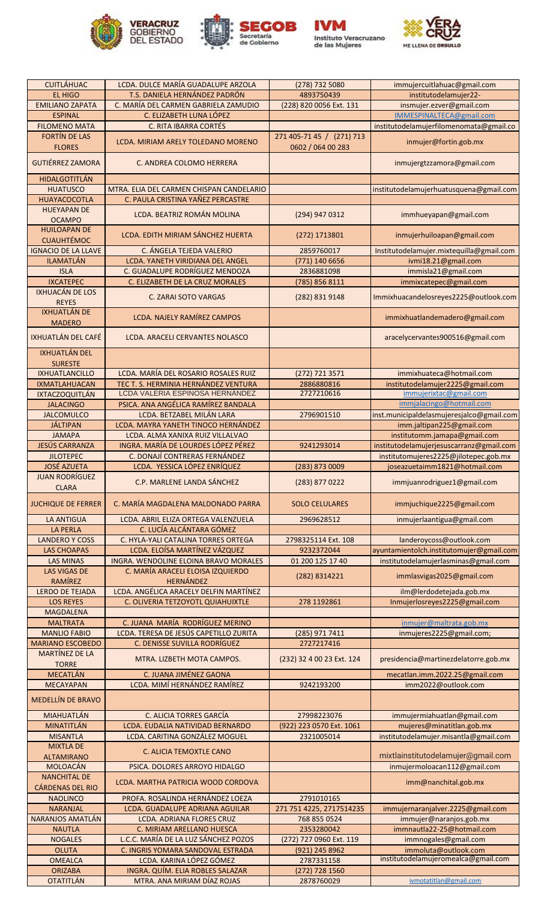| CUITLÁHUAC | LCDA. DULCE MARÍA GUADALUPE ARZOLA | (278) 732 5080 | immujercuitlahuac@gmail.com |
|---|---|---|---|
| EL HIGO | T.S. DANIELA HERNÁNDEZ PADRÓN | 4893750439 | institutodelamujer22- |
| EMILIANO ZAPATA | C. MARÍA DEL CARMEN GABRIELA ZAMUDIO | (228) 820 0056 Ext. 131 | insmujer.ezver@gmail.com |
| ESPINAL | C. ELIZABETH LUNA LÓPEZ | | IMMESPINALTECA@gmail.com |
| FILOMENO MATA | C. RITA IBARRA CORTÉS | | institutodelamujerfilomenomata@gmail.co |
| FORTÍN DE LAS FLORES | LCDA. MIRIAM ARELY TOLEDANO MORENO | 271 405-71 45 / (271) 713 0602 / 064 00 283 | inmujer@fortin.gob.mx |
| GUTIÉRREZ ZAMORA | C. ANDREA COLOMO HERRERA | | inmujergtzzamora@gmail.com |
| HIDALGOTITLÁN | | | |
| HUATUSCO | MTRA. ELIA DEL CARMEN CHISPAN CANDELARIO | | institutodelamujerhuatusquena@gmail.com |
| HUAYACOCOTLA | C. PAULA CRISTINA YAÑEZ PERCASTRE | | |
| HUEYAPAN DE OCAMPO | LCDA. BEATRIZ ROMÁN MOLINA | (294) 947 0312 | immhueyapan@gmail.com |
| HUILOAPAN DE CUAUHTÉMOC | LCDA. EDITH MIRIAM SÁNCHEZ HUERTA | (272) 1713801 | inmujerhuiloapan@gmail.com |
| IGNACIO DE LA LLAVE | C. ÁNGELA TEJEDA VALERIO | 2859760017 | Institutodelamujer.mixtequilla@gmail.com |
| ILAMATLÁN | LCDA. YANETH VIRIDIANA DEL ANGEL | (771) 140 6656 | ivmi18.21@gmail.com |
| ISLA | C. GUADALUPE RODRÍGUEZ MENDOZA | 2836881098 | immisla21@gmail.com |
| IXCATEPEC | C. ELIZABETH DE LA CRUZ MORALES | (785) 856 8111 | immixcatepec@gmail.com |
| IXHUACÁN DE LOS REYES | C. ZARAI SOTO VARGAS | (282) 831 9148 | Immixhuacandelosreyes2225@outlook.com |
| IXHUATLÁN DE MADERO | LCDA. NAJELY RAMÍREZ CAMPOS | | immixhuatlandemadero@gmail.com |
| IXHUATLÁN DEL CAFÉ | LCDA. ARACELI CERVANTES NOLASCO | | aracelycervantes900516@gmail.com |
| IXHUATLÁN DEL SURESTE | | | |
| IXHUATLANCILLO | LCDA. MARÍA DEL ROSARIO ROSALES RUIZ | (272) 721 3571 | immixhuateca@hotmail.com |
| IXMATLAHUACAN | TEC T. S. HERMINIA HERNÁNDEZ VENTURA | 2886880816 | institutodelamujer2225@gmail.com |
| IXTACZOQUITLÁN | LCDA VALERIA ESPINOSA HERNÁNDEZ | 2727210616 | immujerixtac@gmail.com |
| JALACINGO | PSICA. ANA ANGÉLICA RAMÍREZ BANDALA | | immjalacingo@hotmail.com |
| JALCOMULCO | LCDA. BETZABEL MILÁN LARA | 2796901510 | inst.municipaldelasmujeresjalco@gmail.com |
| JÁLTIPAN | LCDA. MAYRA YANETH TINOCO HERNÁNDEZ | | imm.jaltipan225@gmail.com |
| JAMAPA | LCDA. ALMA XANIXA RUIZ VILLALVAO | | institutomm.jamapa@gmail.com |
| JESÚS CARRANZA | INGRA. MARÍA DE LOURDES LÓPEZ PÉREZ | 9241293014 | institutodelamujerjesuscarranz@gmail.com |
| JILOTEPEC | C. DONAJÍ CONTRERAS FERNÁNDEZ | | institutomujeres2225@jilotepec.gob.mx |
| JOSÉ AZUETA | LCDA. YESSICA LÓPEZ ENRÍQUEZ | (283) 873 0009 | joseazuetaimm1821@hotmail.com |
| JUAN RODRÍGUEZ CLARA | C.P. MARLENE LANDA SÁNCHEZ | (283) 877 0222 | immjuanrodriguez1@gmail.com |
| JUCHIQUE DE FERRER | C. MARÍA MAGDALENA MALDONADO PARRA | SOLO CELULARES | immjuchique2225@gmail.com |
| LA ANTIGUA | LCDA. ABRIL ELIZA ORTEGA VALENZUELA | 2969628512 | inmujerlaantigua@gmail.com |
| LA PERLA | C. LUCÍA ALCÁNTARA GÓMEZ | | |
| LANDERO Y COSS | C. HYLA-YALI CATALINA TORRES ORTEGA | 2798325114 Ext. 108 | landeroycoss@outlook.com |
| LAS CHOAPAS | LCDA. ELOÍSA MARTÍNEZ VÁZQUEZ | 9232372044 | ayuntamientolch.institutomujer@gmail.com |
| LAS MINAS | INGRA. WENDOLINE ELOINA BRAVO MORALES | 01 200 125 17 40 | institutodelamujerlasminas@gmail.com |
| LAS VIGAS DE RAMÍREZ | C. MARÍA ARACELI ELOISA IZQUIERDO HERNÁNDEZ | (282) 8314221 | immlasvigas2025@gmail.com |
| LERDO DE TEJADA | LCDA. ANGÉLICA ARACELY DELFIN MARTÍNEZ | | ilm@lerdodetejada.gob.mx |
| LOS REYES | C. OLIVERIA TETZOYOTL QUIAHUIXTLE | 278 1192861 | Inmujerlosreyes2225@gmail.com |
| MAGDALENA | | | |
| MALTRATA | C. JUANA MARÍA RODRÍGUEZ MERINO | | inmujer@maltrata.gob.mx |
| MANLIO FABIO | LCDA. TERESA DE JESÚS CAPETILLO ZURITA | (285) 971 7411 | inmujeres2225@gmail.com; |
| MARIANO ESCOBEDO | C. DENISSE SUVILLA RODRÍGUEZ | 2727217416 | |
| MARTÍNEZ DE LA TORRE | MTRA. LIZBETH MOTA CAMPOS. | (232) 32 4 00 23 Ext. 124 | presidencia@martinezdelatorre.gob.mx |
| MECATLÁN | C. JUANA JIMÉNEZ GAONA | | mecatlan.imm.2022.25@gmail.com |
| MECAYAPAN | LCDA. MIMÍ HERNÁNDEZ RAMÍREZ | 9242193200 | imm2022@outlook.com |
| MEDELLÍN DE BRAVO | | | |
| MIAHUATLÁN | C. ALICIA TORRES GARCÍA | 27998223076 | immujermiahuatlan@gmail.com |
| MINATITLÁN | LCDA. EUDALIA NATIVIDAD BERNARDO | (922) 223 0570 Ext. 1061 | mujeres@minatitlan.gob.mx |
| MISANTLA | LCDA. CARITINA GONZÁLEZ MOGUEL | 2321005014 | institutodelamujer.misantla@gmail.com |
| MIXTLA DE ALTAMIRANO | C. ALICIA TEMOXTLE CANO | | mixtlainstitutodelamujer@gmail.com |
| MOLOACÁN | PSICA. DOLORES ARROYO HIDALGO | | inmujermoloacan112@gmail.com |
| NANCHITAL DE CÁRDENAS DEL RIO | LCDA. MARTHA PATRICIA WOOD CORDOVA | | imm@nanchital.gob.mx |
| NAOLINCO | PROFA. ROSALINDA HERNÁNDEZ LOEZA | 2791010165 | |
| NARANJAL | LCDA. GUADALUPE ADRIANA AGUILAR | 271 751 4225, 2717514235 | immujernaranjalver.2225@gmail.com |
| NARANJOS AMATLÁN | LCDA. ADRIANA FLORES CRUZ | 768 855 0524 | immujer@naranjos.gob.mx |
| NAUTLA | C. MIRIAM ARELLANO HUESCA | 2353280042 | immnautla22-25@hotmail.com |
| NOGALES | L.C.C. MARÍA DE LA LUZ SÁNCHEZ POZOS | (272) 727 0960 Ext. 119 | immnogales@gmail.com |
| OLUTA | C. INGRIS YOMARA SANDOVAL ESTRADA | (921) 245 8962 | immoluta@outlook.com |
| OMEALCA | LCDA. KARINA LÓPEZ GÓMEZ | 2787331158 | institutodelamujeromealca@gmail.com |
| ORIZABA | INGRA. QUÍM. ELIA ROBLES SALAZAR | (272) 728 1560 | |
| OTATITLÁN | MTRA. ANA MIRIAM DÍAZ ROJAS | 2878760029 | ivmotatitlan@gmail.com |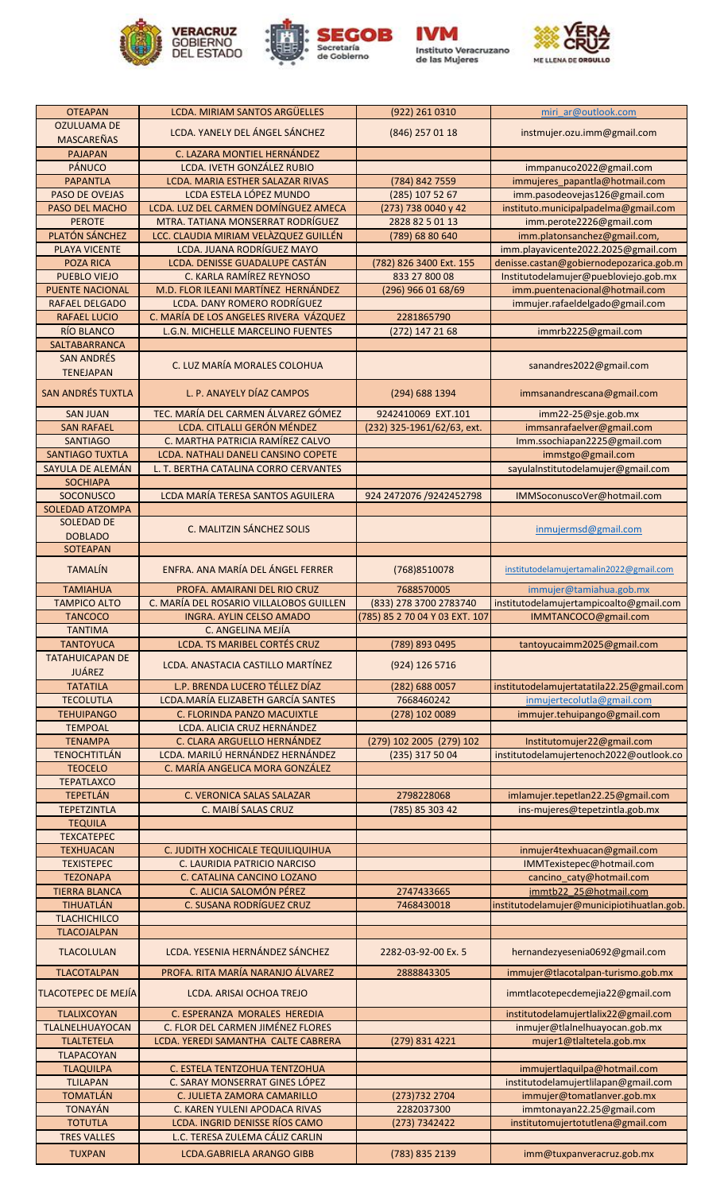| OTEAPAN | LCDA. MIRIAM SANTOS ARGÜELLES | (922) 261 0310 | miri_ar@outlook.com |
|---|---|---|---|
| OZULUAMA DE MASCAREÑAS | LCDA. YANELY DEL ÁNGEL SÁNCHEZ | (846) 257 01 18 | instmujer.ozu.imm@gmail.com |
| PAJAPAN | C. LAZARA MONTIEL HERNÁNDEZ | | |
| PÁNUCO | LCDA. IVETH GONZÁLEZ RUBIO | | immpanuco2022@gmail.com |
| PAPANTLA | LCDA. MARIA ESTHER SALAZAR RIVAS | (784) 842 7559 | immujeres_papantla@hotmail.com |
| PASO DE OVEJAS | LCDA ESTELA LÓPEZ MUNDO | (285) 107 52 67 | imm.pasodeovejas126@gmail.com |
| PASO DEL MACHO | LCDA. LUZ DEL CARMEN DOMÍNGUEZ AMECA | (273) 738 0040 y 42 | instituto.municipalpadelma@gmail.com |
| PEROTE | MTRA. TATIANA MONSERRAT RODRÍGUEZ | 2828 82 5 01 13 | imm.perote2226@gmail.com |
| PLATÓN SÁNCHEZ | LCC. CLAUDIA MIRIAM VELÀZQUEZ GUILLÉN | (789) 68 80 640 | imm.platonsanchez@gmail.com, |
| PLAYA VICENTE | LCDA. JUANA RODRÍGUEZ MAYO | | imm.playavicente2022.2025@gmail.com |
| POZA RICA | LCDA. DENISSE GUADALUPE CASTÁN | (782) 826 3400 Ext. 155 | denisse.castan@gobiernodepozarica.gob.m |
| PUEBLO VIEJO | C. KARLA RAMÍREZ REYNOSO | 833 27 800 08 | Institutodelamujer@puebloviejo.gob.mx |
| PUENTE NACIONAL | M.D. FLOR ILEANI MARTÍNEZ HERNÁNDEZ | (296) 966 01 68/69 | imm.puentenacional@hotmail.com |
| RAFAEL DELGADO | LCDA. DANY ROMERO RODRÍGUEZ | | immujer.rafaeldelgado@gmail.com |
| RAFAEL LUCIO | C. MARÍA DE LOS ANGELES RIVERA VÁZQUEZ | 2281865790 | |
| RÍO BLANCO | L.G.N. MICHELLE MARCELINO FUENTES | (272) 147 21 68 | immrb2225@gmail.com |
| SALTABARRANCA | | | |
| SAN ANDRÉS TENEJAPAN | C. LUZ MARÍA MORALES COLOHUA | | sanandres2022@gmail.com |
| SAN ANDRÉS TUXTLA | L. P. ANAYELY DÍAZ CAMPOS | (294) 688 1394 | immsanandrescana@gmail.com |
| SAN JUAN | TEC. MARÍA DEL CARMEN ÁLVAREZ GÓMEZ | 9242410069 EXT.101 | imm22-25@sje.gob.mx |
| SAN RAFAEL | LCDA. CITLALLI GERÓN MÉNDEZ | (232) 325-1961/62/63, ext. | immsanrafaelver@gmail.com |
| SANTIAGO | C. MARTHA PATRICIA RAMÍREZ CALVO | | Imm.ssochiapan2225@gmail.com |
| SANTIAGO TUXTLA | LCDA. NATHALI DANELI CANSINO COPETE | | immstgo@gmail.com |
| SAYULA DE ALEMÁN | L. T. BERTHA CATALINA CORRO CERVANTES | | sayulaInstitutodelamujer@gmail.com |
| SOCHIAPA | | | |
| SOCONUSCO | LCDA MARÍA TERESA SANTOS AGUILERA | 924 2472076 /9242452798 | IMMSoconuscoVer@hotmail.com |
| SOLEDAD ATZOMPA | | | |
| SOLEDAD DE DOBLADO | C. MALITZIN SÁNCHEZ SOLIS | | inmujermsd@gmail.com |
| SOTEAPAN | | | |
| TAMALÍN | ENFRA. ANA MARÍA DEL ÁNGEL FERRER | (768)8510078 | institutodelamujertamalin2022@gmail.com |
| TAMIAHUA | PROFA. AMAIRANI DEL RIO CRUZ | 7688570005 | immujer@tamiahua.gob.mx |
| TAMPICO ALTO | C. MARÍA DEL ROSARIO VILLALOBOS GUILLEN | (833) 278 3700 2783740 | institutodelamujertampicoalto@gmail.com |
| TANCOCO | INGRA. AYLIN CELSO AMADO | (785) 85 2 70 04 Y 03 EXT. 107 | IMMTANCOCO@gmail.com |
| TANTIMA | C. ANGELINA MEJÍA | | |
| TANTOYUCA | LCDA. TS MARIBEL CORTÉS CRUZ | (789) 893 0495 | tantoyucaimm2025@gmail.com |
| TATAHUICAPAN DE JUÁREZ | LCDA. ANASTACIA CASTILLO MARTÍNEZ | (924) 126 5716 | |
| TATATILA | L.P. BRENDA LUCERO TÉLLEZ DÍAZ | (282) 688 0057 | institutodelamujertatatila22.25@gmail.com |
| TECOLUTLA | LCDA.MARÍA ELIZABETH GARCÍA SANTES | 7668460242 | inmujertecolutla@gmail.com |
| TEHUIPANGO | C. FLORINDA PANZO MACUIXTLE | (278) 102 0089 | immujer.tehuipango@gmail.com |
| TEMPOAL | LCDA. ALICIA CRUZ HERNÁNDEZ | | |
| TENAMPA | C. CLARA ARGUELLO HERNÁNDEZ | (279) 102 2005 (279) 102 | Institutomujer22@gmail.com |
| TENOCHTITLÁN | LCDA. MARILÚ HERNÁNDEZ HERNÁNDEZ | (235) 317 50 04 | institutodelamujertenoch2022@outlook.co |
| TEOCELO | C. MARÍA ANGELICA MORA GONZÁLEZ | | |
| TEPATLAXCO | | | |
| TEPETLÁN | C. VERONICA SALAS SALAZAR | 2798228068 | imlamujer.tepetlan22.25@gmail.com |
| TEPETZINTLA | C. MAIBÍ SALAS CRUZ | (785) 85 303 42 | ins-mujeres@tepetzintla.gob.mx |
| TEQUILA | | | |
| TEXCATEPEC | | | |
| TEXHUACAN | C. JUDITH XOCHICALE TEQUILIQUIHUA | | inmujer4texhuacan@gmail.com |
| TEXISTEPEC | C. LAURIDIA PATRICIO NARCISO | | IMMTexistepec@hotmail.com |
| TEZONAPA | C. CATALINA CANCINO LOZANO | | cancino_caty@hotmail.com |
| TIERRA BLANCA | C. ALICIA SALOMÓN PÉREZ | 2747433665 | immtb22_25@hotmail.com |
| TIHUATLÁN | C. SUSANA RODRÍGUEZ CRUZ | 7468430018 | institutodelamujer@municipiotihuatlan.gob. |
| TLACHICHILCO | | | |
| TLACOJALPAN | | | |
| TLACOLULAN | LCDA. YESENIA HERNÁNDEZ SÁNCHEZ | 2282-03-92-00 Ex. 5 | hernandezyesenia0692@gmail.com |
| TLACOTALPAN | PROFA. RITA MARÍA NARANJO ÁLVAREZ | 2888843305 | immujer@tlacotalpan-turismo.gob.mx |
| TLACOTEPEC DE MEJÍA | LCDA. ARISAI OCHOA TREJO | | immtlacotepecdemejia22@gmail.com |
| TLALIXCOYAN | C. ESPERANZA MORALES HEREDIA | | institutodelamujertlalix22@gmail.com |
| TLALNELHUAYOCAN | C. FLOR DEL CARMEN JIMÉNEZ FLORES | | inmujer@tlalnelhuayocan.gob.mx |
| TLALTETELA | LCDA. YEREDI SAMANTHA CALTE CABRERA | (279) 831 4221 | mujer1@tlaltetela.gob.mx |
| TLAPACOYAN | | | |
| TLAQUILPA | C. ESTELA TENTZOHUA TENTZOHUA | | immujertlaquilpa@hotmail.com |
| TLILAPAN | C. SARAY MONSERRAT GINES LÓPEZ | | institutodelamujertlilapan@gmail.com |
| TOMATLÁN | C. JULIETA ZAMORA CAMARILLO | (273)732 2704 | immujer@tomatlanver.gob.mx |
| TONAYÁN | C. KAREN YULENI APODACA RIVAS | 2282037300 | immtonayan22.25@gmail.com |
| TOTUTLA | LCDA. INGRID DENISSE RÍOS CAMO | (273) 7342422 | institutomujertotutlena@gmail.com |
| TRES VALLES | L.C. TERESA ZULEMA CÁLIZ CARLIN | | |
| TUXPAN | LCDA.GABRIELA ARANGO GIBB | (783) 835 2139 | imm@tuxpanveracruz.gob.mx |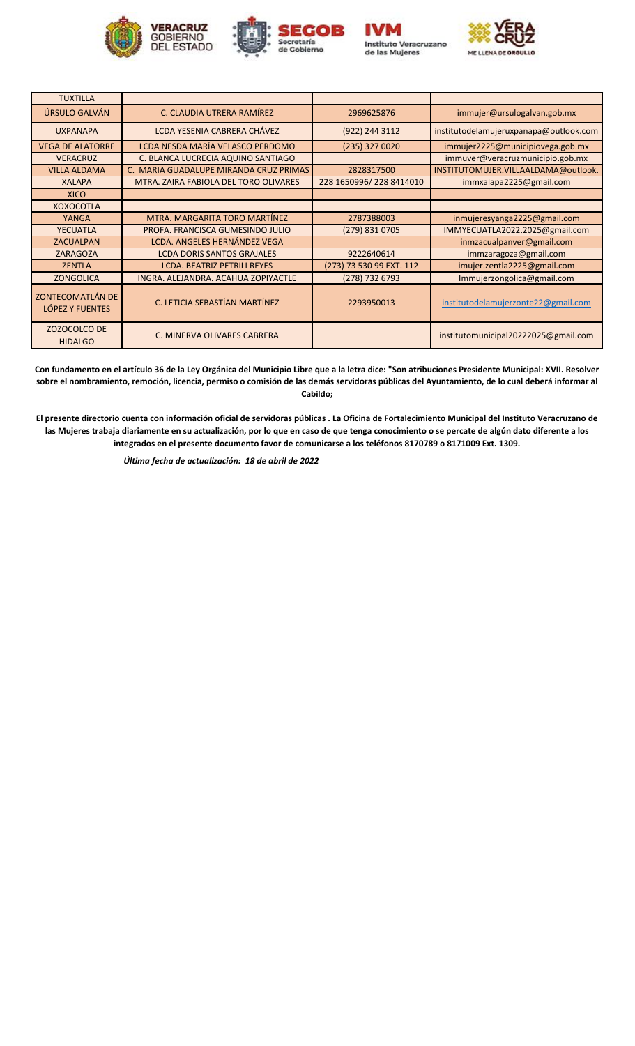| | | | |
|---|---|---|---|
| TUXTILLA | | | |
| ÚRSULO GALVÁN | C. CLAUDIA UTRERA RAMÍREZ | 2969625876 | immujer@ursulogalvan.gob.mx |
| UXPANAPA | LCDA YESENIA CABRERA CHÁVEZ | (922) 244 3112 | institutodelamujeruxpanapa@outlook.com |
| VEGA DE ALATORRE | LCDA NESDA MARÍA VELASCO PERDOMO | (235) 327 0020 | immujer2225@municipiovega.gob.mx |
| VERACRUZ | C. BLANCA LUCRECIA AQUINO SANTIAGO | | immuver@veracruzmunicipio.gob.mx |
| VILLA ALDAMA | C. MARIA GUADALUPE MIRANDA CRUZ PRIMAS | 2828317500 | INSTITUTOMUJER.VILLAALDAMA@outlook. |
| XALAPA | MTRA. ZAIRA FABIOLA DEL TORO OLIVARES | 228 1650996/ 228 8414010 | immxalapa2225@gmail.com |
| XICO | | | |
| XOXOCOTLA | | | |
| YANGA | MTRA. MARGARITA TORO MARTÍNEZ | 2787388003 | inmujeresyanga2225@gmail.com |
| YECUATLA | PROFA. FRANCISCA GUMESINDO JULIO | (279) 831 0705 | IMMYECUATLA2022.2025@gmail.com |
| ZACUALPAN | LCDA. ANGELES HERNÁNDEZ VEGA | | inmzacualpanver@gmail.com |
| ZARAGOZA | LCDA DORIS SANTOS GRAJALES | 9222640614 | immzaragoza@gmail.com |
| ZENTLA | LCDA. BEATRIZ PETRILI REYES | (273) 73 530 99 EXT. 112 | imujer.zentla2225@gmail.com |
| ZONGOLICA | INGRA. ALEJANDRA. ACAHUA ZOPIYACTLE | (278) 732 6793 | Immujerzongolica@gmail.com |
| ZONTECOMATLÁN DE LÓPEZ Y FUENTES | C. LETICIA SEBASTÍAN MARTÍNEZ | 2293950013 | institutodelamujerzonte22@gmail.com |
| ZOZOCOLCO DE HIDALGO | C. MINERVA OLIVARES CABRERA | | institutomunicipal20222025@gmail.com |

**Con fundamento en el artículo 36 de la Ley Orgánica del Municipio Libre que a la letra dice: "Son atribuciones Presidente Municipal: XVII. Resolver sobre el nombramiento, remoción, licencia, permiso o comisión de las demás servidoras públicas del Ayuntamiento, de lo cual deberá informar al Cabildo;**

**El presente directorio cuenta con información oficial de servidoras públicas . La Oficina de Fortalecimiento Municipal del Instituto Veracruzano de las Mujeres trabaja diariamente en su actualización, por lo que en caso de que tenga conocimiento o se percate de algún dato diferente a los integrados en el presente documento favor de comunicarse a los teléfonos 8170789 o 8171009 Ext. 1309.**

***Última fecha de actualización: 18 de abril de 2022***